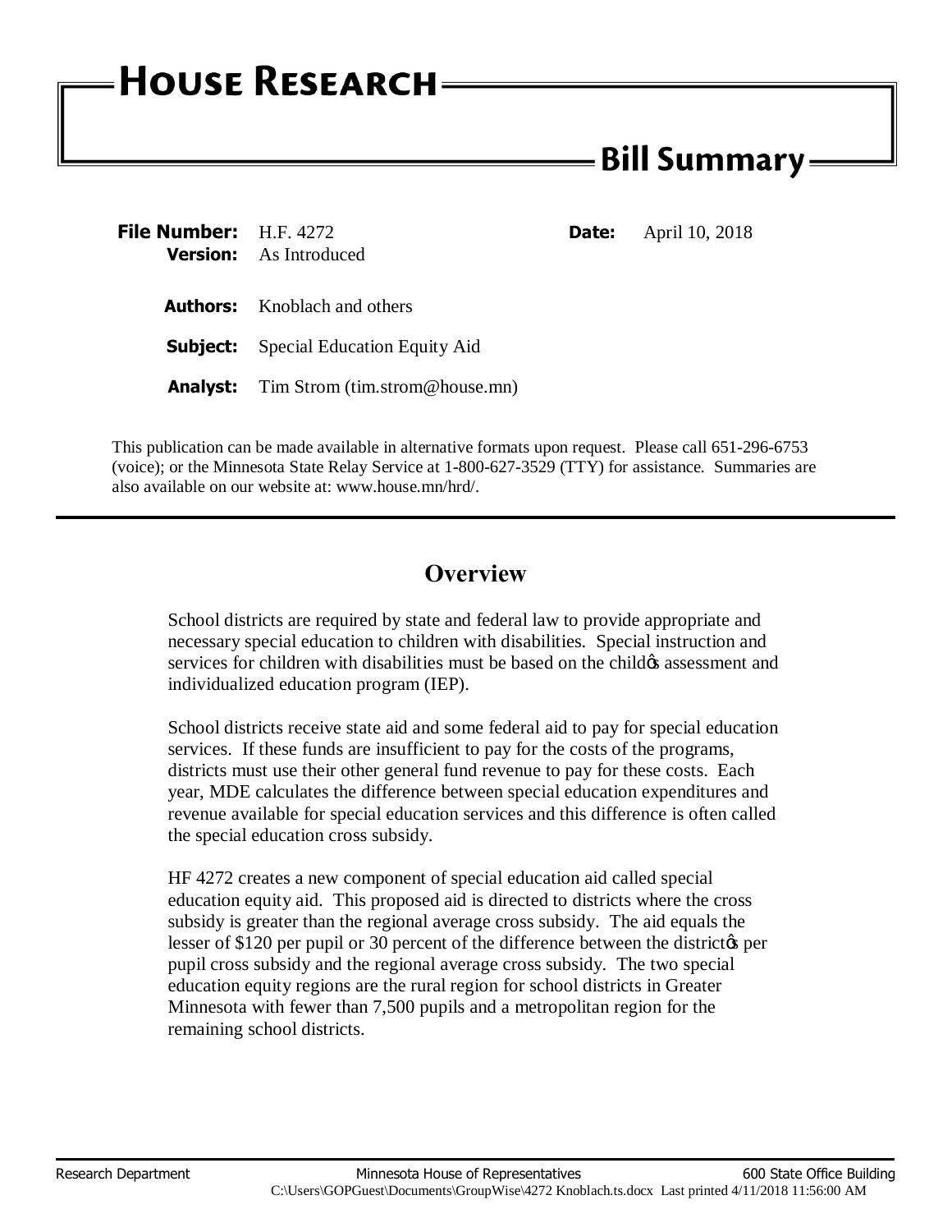# House Research

## Bill Summary

**File Number:** H.F. 4272

**Version:** As Introduced

**Date:** April 10, 2018

**Authors:** Knoblach and others

**Subject:** Special Education Equity Aid

**Analyst:** Tim Strom (tim.strom@house.mn)

This publication can be made available in alternative formats upon request. Please call 651-296-6753 (voice); or the Minnesota State Relay Service at 1-800-627-3529 (TTY) for assistance. Summaries are also available on our website at: www.house.mn/hrd/.

---

## Overview

School districts are required by state and federal law to provide appropriate and necessary special education to children with disabilities. Special instruction and services for children with disabilities must be based on the child's assessment and individualized education program (IEP).

School districts receive state aid and some federal aid to pay for special education services. If these funds are insufficient to pay for the costs of the programs, districts must use their other general fund revenue to pay for these costs. Each year, MDE calculates the difference between special education expenditures and revenue available for special education services and this difference is often called the special education cross subsidy.

HF 4272 creates a new component of special education aid called special education equity aid. This proposed aid is directed to districts where the cross subsidy is greater than the regional average cross subsidy. The aid equals the lesser of $120 per pupil or 30 percent of the difference between the district's per pupil cross subsidy and the regional average cross subsidy. The two special education equity regions are the rural region for school districts in Greater Minnesota with fewer than 7,500 pupils and a metropolitan region for the remaining school districts.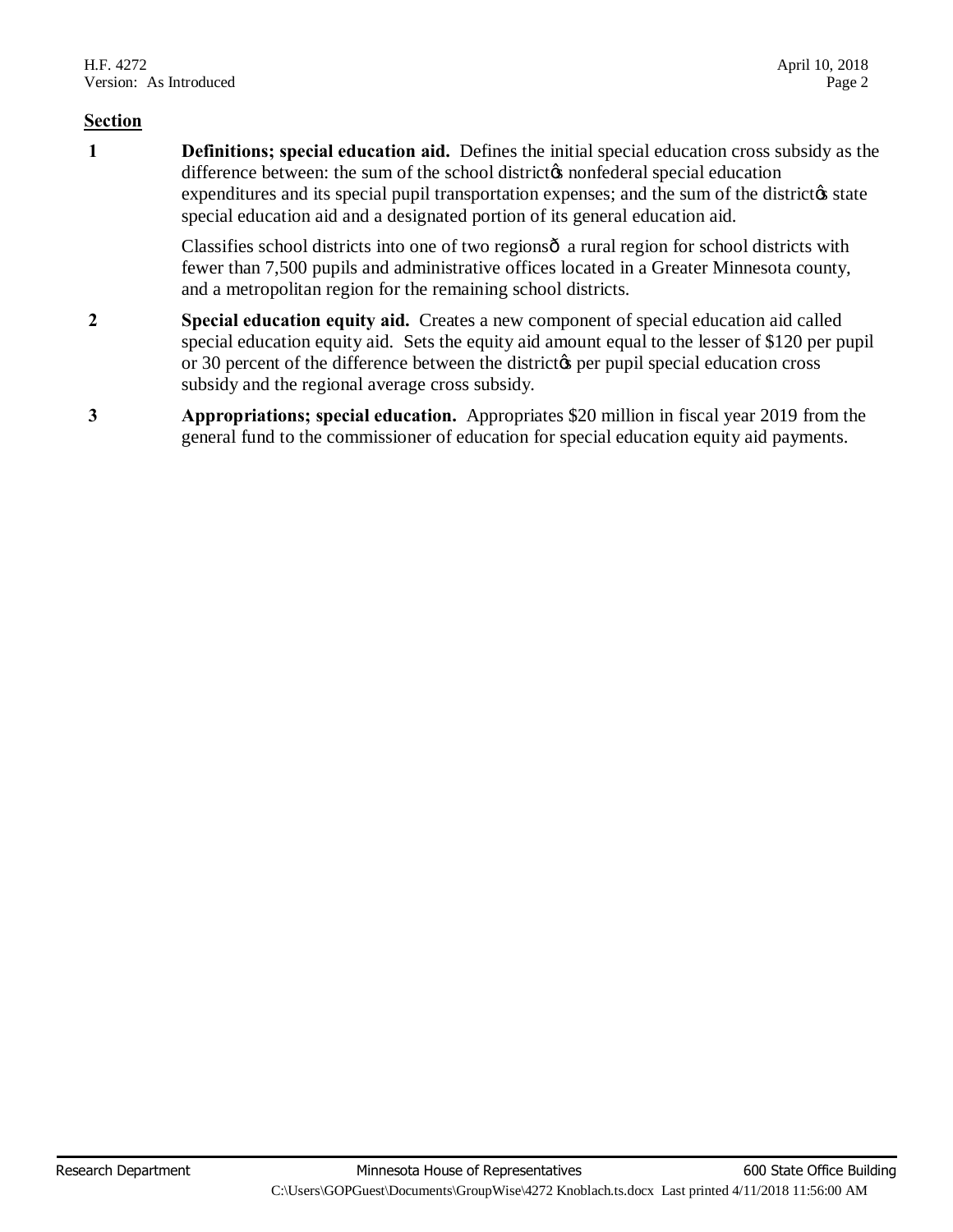**Section**

| | |
|---|---|
| **1** | **Definitions; special education aid.** Defines the initial special education cross subsidy as the difference between: the sum of the school districtӳ nonfederal special education expenditures and its special pupil transportation expenses; and the sum of the districtӳ state special education aid and a designated portion of its general education aid.<br><br>Classifies school districts into one of two regionsð a rural region for school districts with fewer than 7,500 pupils and administrative offices located in a Greater Minnesota county, and a metropolitan region for the remaining school districts. |
| **2** | **Special education equity aid.** Creates a new component of special education aid called special education equity aid. Sets the equity aid amount equal to the lesser of $120 per pupil or 30 percent of the difference between the districtӳ per pupil special education cross subsidy and the regional average cross subsidy. |
| **3** | **Appropriations; special education.** Appropriates $20 million in fiscal year 2019 from the general fund to the commissioner of education for special education equity aid payments. |